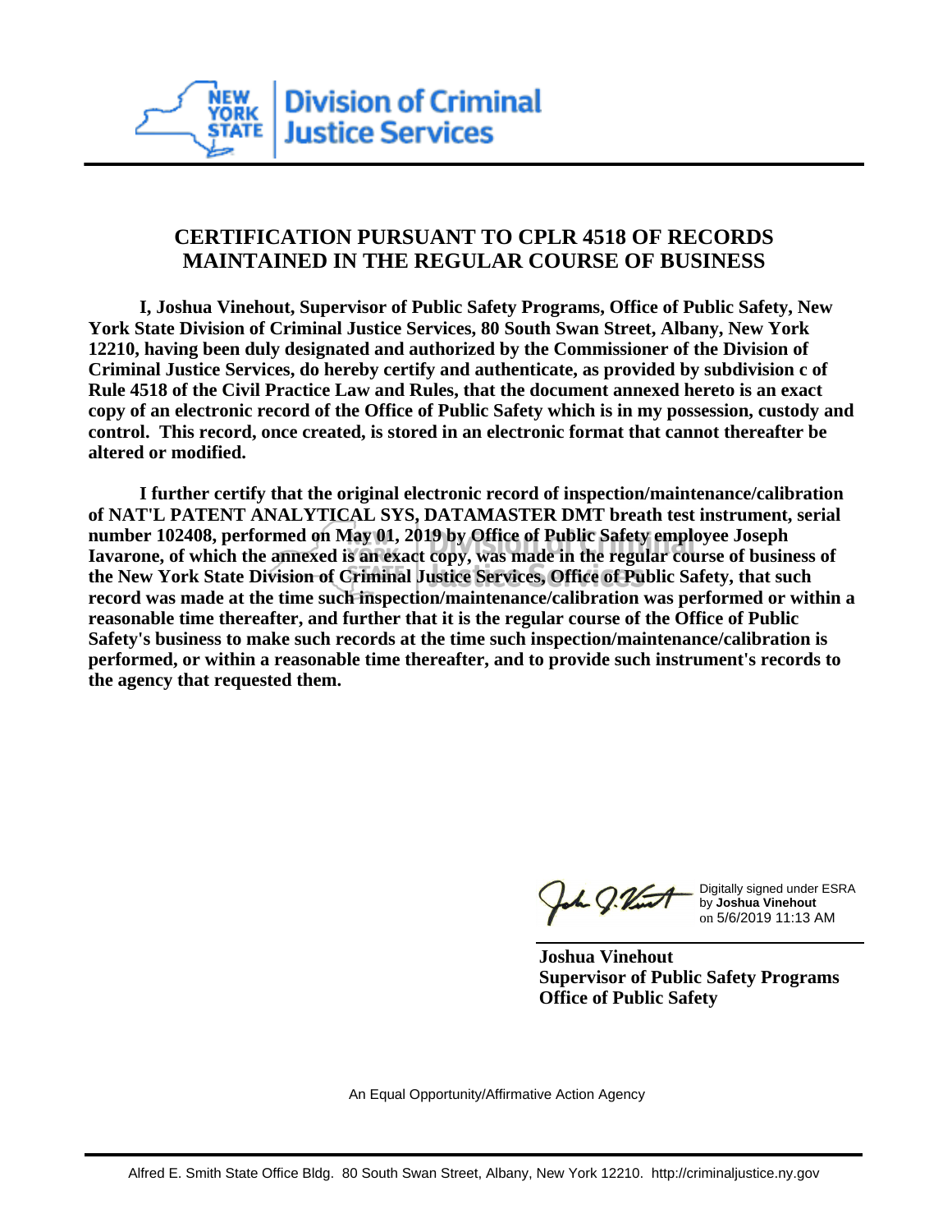New York State Division of Criminal Justice Services

# CERTIFICATION PURSUANT TO CPLR 4518 OF RECORDS MAINTAINED IN THE REGULAR COURSE OF BUSINESS

**I, Joshua Vinehout, Supervisor of Public Safety Programs, Office of Public Safety, New York State Division of Criminal Justice Services, 80 South Swan Street, Albany, New York 12210, having been duly designated and authorized by the Commissioner of the Division of Criminal Justice Services, do hereby certify and authenticate, as provided by subdivision c of Rule 4518 of the Civil Practice Law and Rules, that the document annexed hereto is an exact copy of an electronic record of the Office of Public Safety which is in my possession, custody and control. This record, once created, is stored in an electronic format that cannot thereafter be altered or modified.**

**I further certify that the original electronic record of inspection/maintenance/calibration of NAT'L PATENT ANALYTICAL SYS, DATAMASTER DMT breath test instrument, serial number 102408, performed on May 01, 2019 by Office of Public Safety employee Joseph Iavarone, of which the annexed is an exact copy, was made in the regular course of business of the New York State Division of Criminal Justice Services, Office of Public Safety, that such record was made at the time such inspection/maintenance/calibration was performed or within a reasonable time thereafter, and further that it is the regular course of the Office of Public Safety's business to make such records at the time such inspection/maintenance/calibration is performed, or within a reasonable time thereafter, and to provide such instrument's records to the agency that requested them.**

Digitally signed under ESRA by **Joshua Vinehout** on 5/6/2019 11:13 AM

**Joshua Vinehout**
**Supervisor of Public Safety Programs**
**Office of Public Safety**

An Equal Opportunity/Affirmative Action Agency

Alfred E. Smith State Office Bldg. 80 South Swan Street, Albany, New York 12210. http://criminaljustice.ny.gov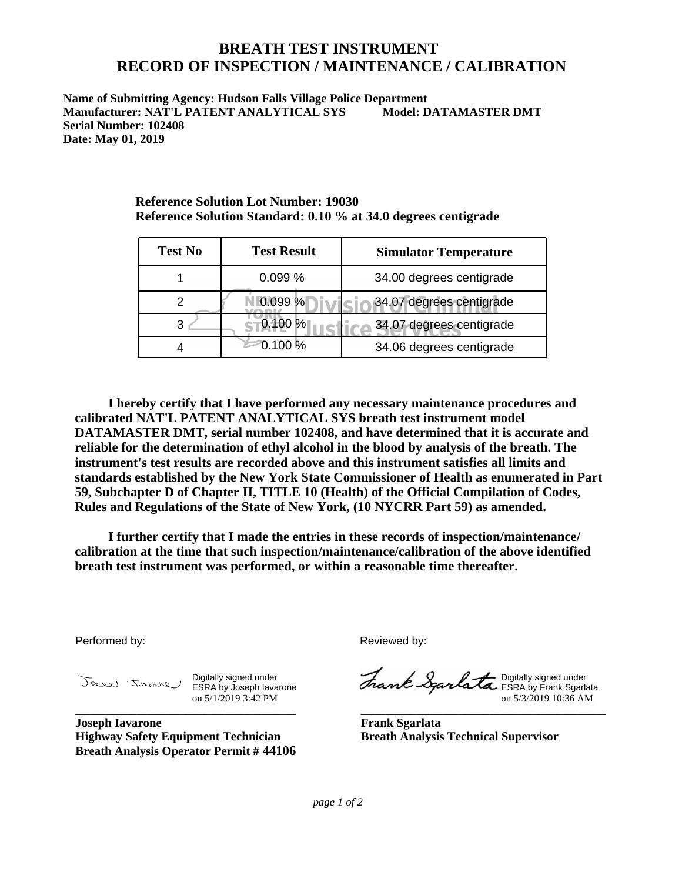# BREATH TEST INSTRUMENT
# RECORD OF INSPECTION / MAINTENANCE / CALIBRATION

**Name of Submitting Agency: Hudson Falls Village Police Department**
**Manufacturer: NAT'L PATENT ANALYTICAL SYS Model: DATAMASTER DMT**
**Serial Number: 102408**
**Date: May 01, 2019**

**Reference Solution Lot Number: 19030**
**Reference Solution Standard: 0.10 % at 34.0 degrees centigrade**

| Test No | Test Result | Simulator Temperature |
|---|---|---|
| 1 | 0.099 % | 34.00 degrees centigrade |
| 2 | 0.099 % | 34.07 degrees centigrade |
| 3 | 0.100 % | 34.07 degrees centigrade |
| 4 | 0.100 % | 34.06 degrees centigrade |

**I hereby certify that I have performed any necessary maintenance procedures and calibrated NAT'L PATENT ANALYTICAL SYS breath test instrument model DATAMASTER DMT, serial number 102408, and have determined that it is accurate and reliable for the determination of ethyl alcohol in the blood by analysis of the breath. The instrument's test results are recorded above and this instrument satisfies all limits and standards established by the New York State Commissioner of Health as enumerated in Part 59, Subchapter D of Chapter II, TITLE 10 (Health) of the Official Compilation of Codes, Rules and Regulations of the State of New York, (10 NYCRR Part 59) as amended.**

**I further certify that I made the entries in these records of inspection/maintenance/ calibration at the time that such inspection/maintenance/calibration of the above identified breath test instrument was performed, or within a reasonable time thereafter.**

Performed by:

Digitally signed under ESRA by Joseph Iavarone on 5/1/2019 3:42 PM

**Joseph Iavarone**
**Highway Safety Equipment Technician**
**Breath Analysis Operator Permit # 44106**

Reviewed by:

Digitally signed under ESRA by Frank Sgarlata on 5/3/2019 10:36 AM

**Frank Sgarlata**
**Breath Analysis Technical Supervisor**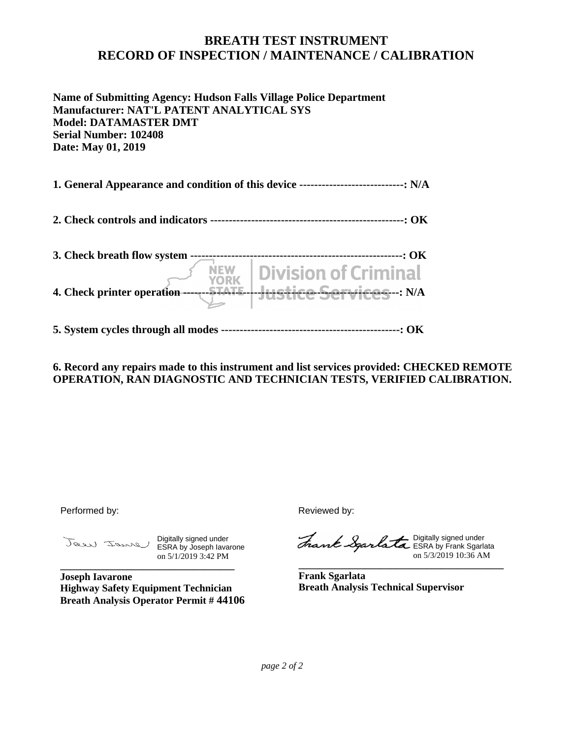# BREATH TEST INSTRUMENT
# RECORD OF INSPECTION / MAINTENANCE / CALIBRATION

**Name of Submitting Agency: Hudson Falls Village Police Department**
**Manufacturer: NAT'L PATENT ANALYTICAL SYS**
**Model: DATAMASTER DMT**
**Serial Number: 102408**
**Date: May 01, 2019**

**1. General Appearance and condition of this device ----------------------------: N/A**

**2. Check controls and indicators ---------------------------------------------------: OK**

**3. Check breath flow system --------------------------------------------------------: OK**

**4. Check printer operation ------------------------------------------------------------: N/A**

**5. System cycles through all modes ------------------------------------------------: OK**

**6. Record any repairs made to this instrument and list services provided: CHECKED REMOTE OPERATION, RAN DIAGNOSTIC AND TECHNICIAN TESTS, VERIFIED CALIBRATION.**

Performed by:

Digitally signed under ESRA by Joseph Iavarone on 5/1/2019 3:42 PM

**Joseph Iavarone**
**Highway Safety Equipment Technician**
**Breath Analysis Operator Permit # 44106**

Reviewed by:

Digitally signed under ESRA by Frank Sgarlata on 5/3/2019 10:36 AM

**Frank Sgarlata**
**Breath Analysis Technical Supervisor**